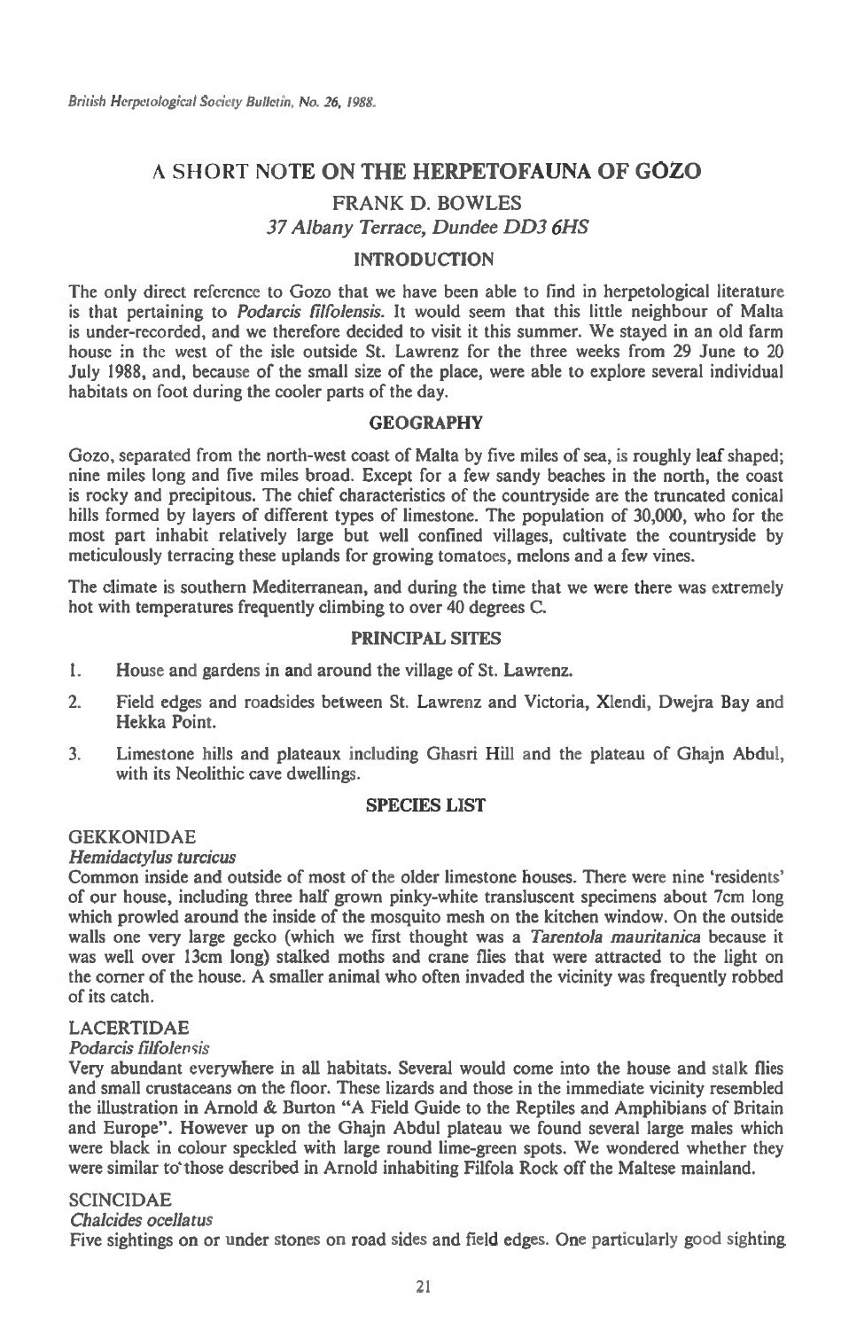# A SHORT NOTE ON THE HERPETOFAUNA OF GÖZO

FRANK D. BOWLES

*37 Albany Terrace, Dundee DD3 6HS*

## INTRODUCTION

The only direct reference to Gozo that we have been able to find in herpetological literature is that pertaining to *Podarcis filfolensis*. It would seem that this little neighbour of Malta is under-recorded, and we therefore decided to visit it this summer. We stayed in an old farm house in the west of the isle outside St. Lawrenz for the three weeks from 29 June to 20 July 1988, and, because of the small size of the place, were able to explore several individual habitats on foot during the cooler parts of the day.

## GEOGRAPHY

Gozo, separated from the north-west coast of Malta by five miles of sea, is roughly leaf shaped; nine miles long and five miles broad. Except for a few sandy beaches in the north, the coast is rocky and precipitous. The chief characteristics of the countryside are the truncated conical hills formed by layers of different types of limestone. The population of 30,000, who for the most part inhabit relatively large but well confined villages, cultivate the countryside by meticulously terracing these uplands for growing tomatoes, melons and a few vines.

The climate is southern Mediterranean, and during the time that we were there was extremely hot with temperatures frequently climbing to over 40 degrees C.

## PRINCIPAL SITES

1. House and gardens in and around the village of St. Lawrenz.
2. Field edges and roadsides between St. Lawrenz and Victoria, Xlendi, Dwejra Bay and Hekka Point.
3. Limestone hills and plateaux including Ghasri Hill and the plateau of Ghajn Abdul, with its Neolithic cave dwellings.

## SPECIES LIST

### GEKKONIDAE

*Hemidactylus turcicus*

Common inside and outside of most of the older limestone houses. There were nine 'residents' of our house, including three half grown pinky-white transluscent specimens about 7cm long which prowled around the inside of the mosquito mesh on the kitchen window. On the outside walls one very large gecko (which we first thought was a *Tarentola mauritanica* because it was well over 13cm long) stalked moths and crane flies that were attracted to the light on the corner of the house. A smaller animal who often invaded the vicinity was frequently robbed of its catch.

### LACERTIDAE

*Podarcis filfolensis*

Very abundant everywhere in all habitats. Several would come into the house and stalk flies and small crustaceans on the floor. These lizards and those in the immediate vicinity resembled the illustration in Arnold & Burton "A Field Guide to the Reptiles and Amphibians of Britain and Europe". However up on the Ghajn Abdul plateau we found several large males which were black in colour speckled with large round lime-green spots. We wondered whether they were similar to those described in Arnold inhabiting Filfola Rock off the Maltese mainland.

### SCINCIDAE

*Chalcides ocellatus*

Five sightings on or under stones on road sides and field edges. One particularly good sighting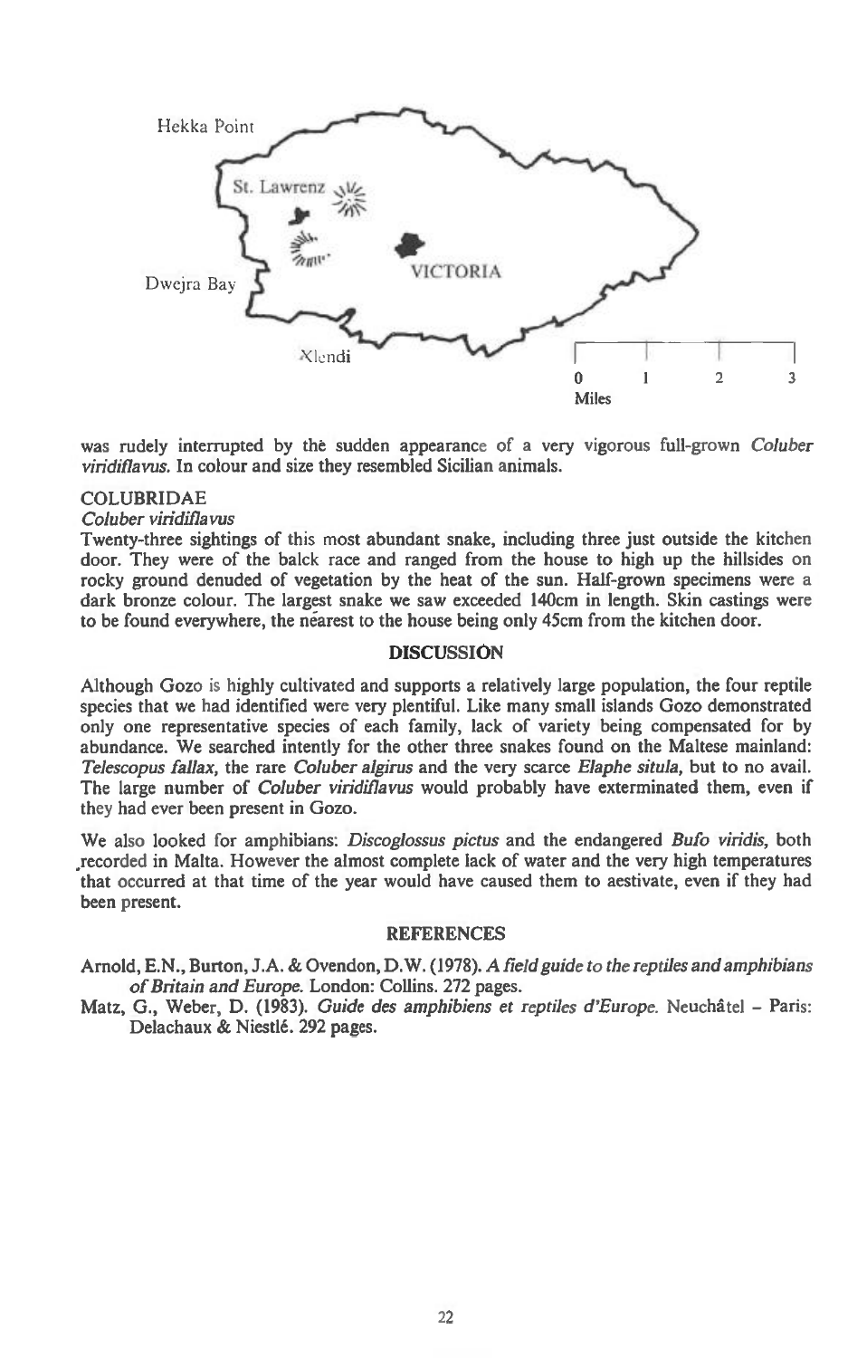Hekka Point

St. Lawrenz

Dwejra Bay

VICTORIA

Xlendi

0 1 2 3

Miles

was rudely interrupted by the sudden appearance of a very vigorous full-grown *Coluber viridiflavus*. In colour and size they resembled Sicilian animals.

COLUBRIDAE

*Coluber viridiflavus*

Twenty-three sightings of this most abundant snake, including three just outside the kitchen door. They were of the balck race and ranged from the house to high up the hillsides on rocky ground denuded of vegetation by the heat of the sun. Half-grown specimens were a dark bronze colour. The largest snake we saw exceeded 140cm in length. Skin castings were to be found everywhere, the nearest to the house being only 45cm from the kitchen door.

## DISCUSSION

Although Gozo is highly cultivated and supports a relatively large population, the four reptile species that we had identified were very plentiful. Like many small islands Gozo demonstrated only one representative species of each family, lack of variety being compensated for by abundance. We searched intently for the other three snakes found on the Maltese mainland: *Telescopus fallax*, the rare *Coluber algirus* and the very scarce *Elaphe situla*, but to no avail. The large number of *Coluber viridiflavus* would probably have exterminated them, even if they had ever been present in Gozo.

We also looked for amphibians: *Discoglossus pictus* and the endangered *Bufo viridis*, both recorded in Malta. However the almost complete lack of water and the very high temperatures that occurred at that time of the year would have caused them to aestivate, even if they had been present.

## REFERENCES

Arnold, E.N., Burton, J.A. & Ovendon, D.W. (1978). *A field guide to the reptiles and amphibians of Britain and Europe*. London: Collins. 272 pages.

Matz, G., Weber, D. (1983). *Guide des amphibiens et reptiles d'Europe*. Neuchâtel – Paris: Delachaux & Niestlé. 292 pages.